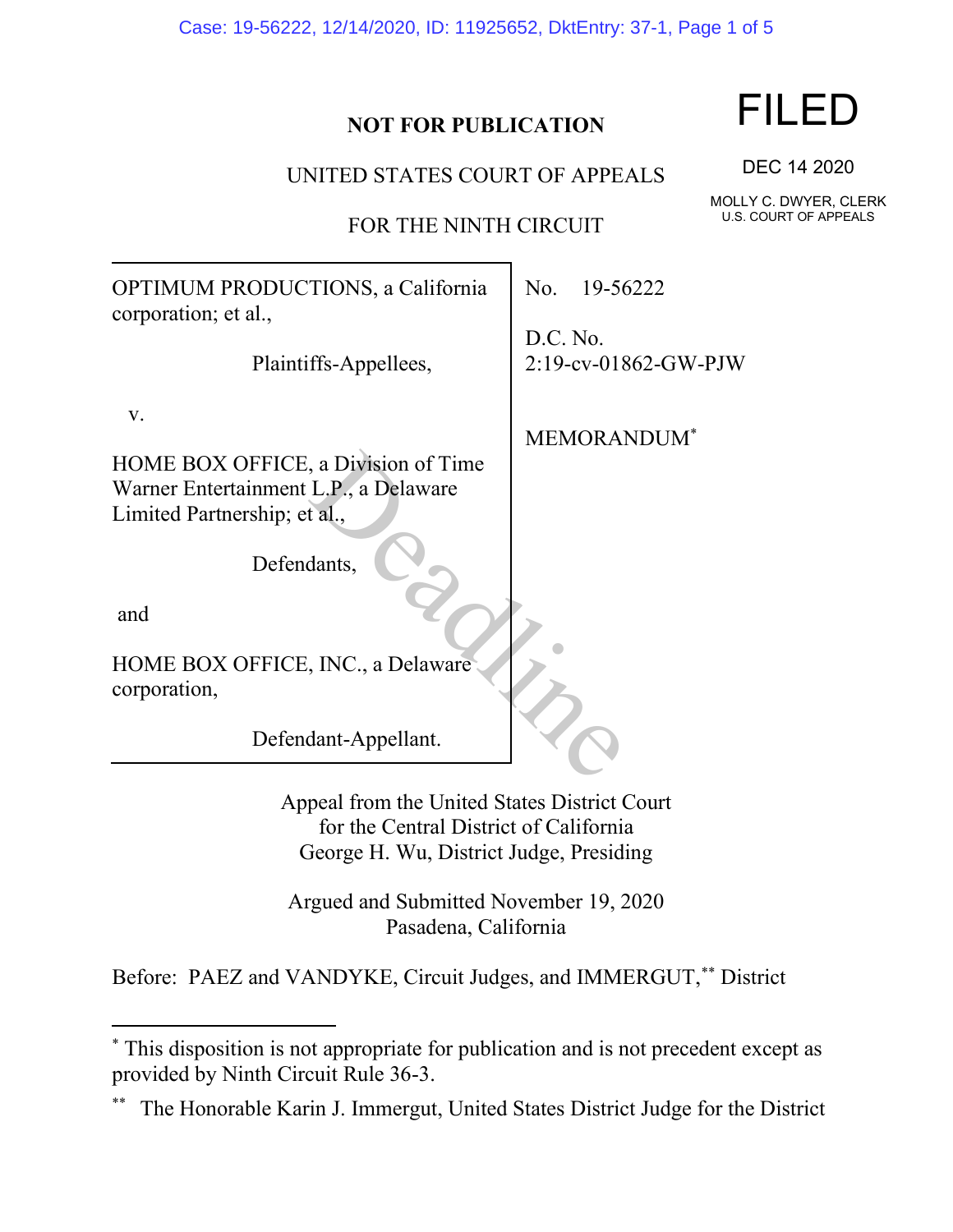**NOT FOR PUBLICATION**

UNITED STATES COURT OF APPEALS

FOR THE NINTH CIRCUIT

FILED

DEC 14 2020

MOLLY C. DWYER, CLERK
U.S. COURT OF APPEALS

OPTIMUM PRODUCTIONS, a California corporation; et al.,

Plaintiffs-Appellees,

v.

HOME BOX OFFICE, a Division of Time Warner Entertainment L.P., a Delaware Limited Partnership; et al.,

Defendants,

and

HOME BOX OFFICE, INC., a Delaware corporation,

Defendant-Appellant.

No. 19-56222

D.C. No. 2:19-cv-01862-GW-PJW

MEMORANDUM*

Appeal from the United States District Court
for the Central District of California
George H. Wu, District Judge, Presiding

Argued and Submitted November 19, 2020
Pasadena, California

Before: PAEZ and VANDYKE, Circuit Judges, and IMMERGUT,** District

---

* This disposition is not appropriate for publication and is not precedent except as provided by Ninth Circuit Rule 36-3.

** The Honorable Karin J. Immergut, United States District Judge for the District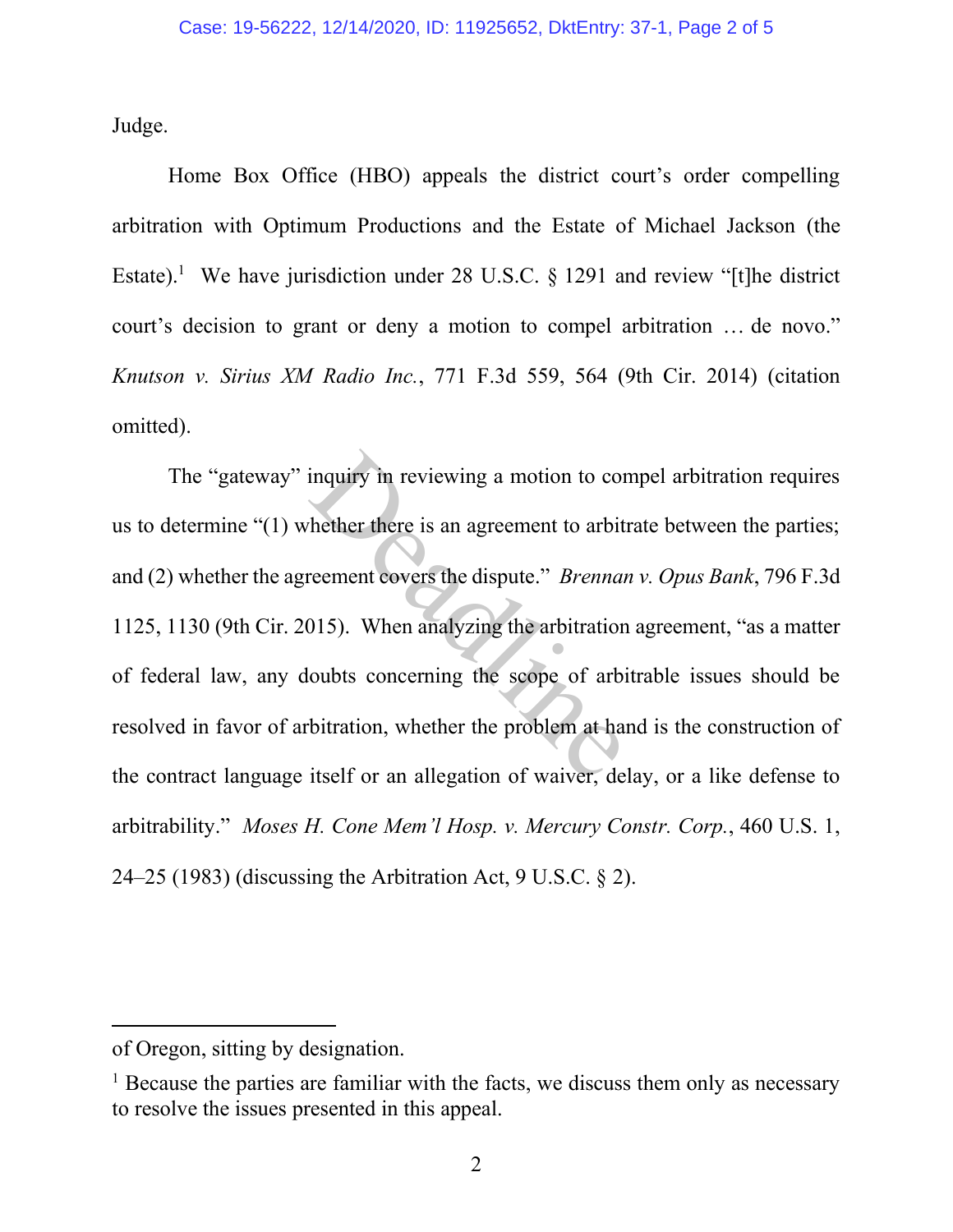Judge.

Home Box Office (HBO) appeals the district court's order compelling arbitration with Optimum Productions and the Estate of Michael Jackson (the Estate).[1] We have jurisdiction under 28 U.S.C. § 1291 and review "[t]he district court's decision to grant or deny a motion to compel arbitration … de novo." *Knutson v. Sirius XM Radio Inc.*, 771 F.3d 559, 564 (9th Cir. 2014) (citation omitted).

The "gateway" inquiry in reviewing a motion to compel arbitration requires us to determine "(1) whether there is an agreement to arbitrate between the parties; and (2) whether the agreement covers the dispute." *Brennan v. Opus Bank*, 796 F.3d 1125, 1130 (9th Cir. 2015). When analyzing the arbitration agreement, "as a matter of federal law, any doubts concerning the scope of arbitrable issues should be resolved in favor of arbitration, whether the problem at hand is the construction of the contract language itself or an allegation of waiver, delay, or a like defense to arbitrability." *Moses H. Cone Mem'l Hosp. v. Mercury Constr. Corp.*, 460 U.S. 1, 24–25 (1983) (discussing the Arbitration Act, 9 U.S.C. § 2).

---

of Oregon, sitting by designation.

[1] Because the parties are familiar with the facts, we discuss them only as necessary to resolve the issues presented in this appeal.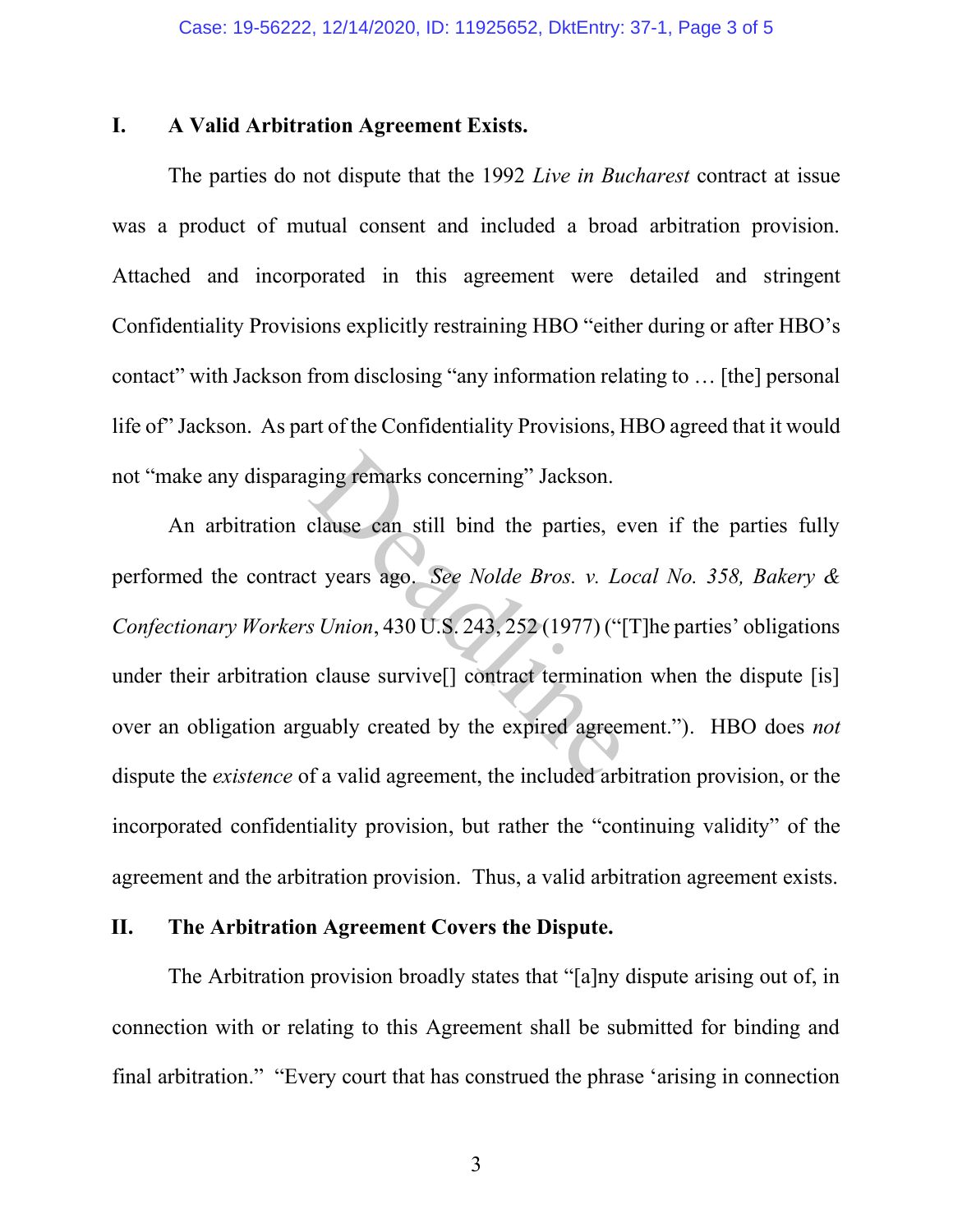## I. A Valid Arbitration Agreement Exists.

The parties do not dispute that the 1992 *Live in Bucharest* contract at issue was a product of mutual consent and included a broad arbitration provision. Attached and incorporated in this agreement were detailed and stringent Confidentiality Provisions explicitly restraining HBO "either during or after HBO's contact" with Jackson from disclosing "any information relating to … [the] personal life of" Jackson. As part of the Confidentiality Provisions, HBO agreed that it would not "make any disparaging remarks concerning" Jackson.

An arbitration clause can still bind the parties, even if the parties fully performed the contract years ago. *See Nolde Bros. v. Local No. 358, Bakery & Confectionary Workers Union*, 430 U.S. 243, 252 (1977) ("[T]he parties' obligations under their arbitration clause survive[] contract termination when the dispute [is] over an obligation arguably created by the expired agreement."). HBO does *not* dispute the *existence* of a valid agreement, the included arbitration provision, or the incorporated confidentiality provision, but rather the "continuing validity" of the agreement and the arbitration provision. Thus, a valid arbitration agreement exists.

## II. The Arbitration Agreement Covers the Dispute.

The Arbitration provision broadly states that "[a]ny dispute arising out of, in connection with or relating to this Agreement shall be submitted for binding and final arbitration." "Every court that has construed the phrase 'arising in connection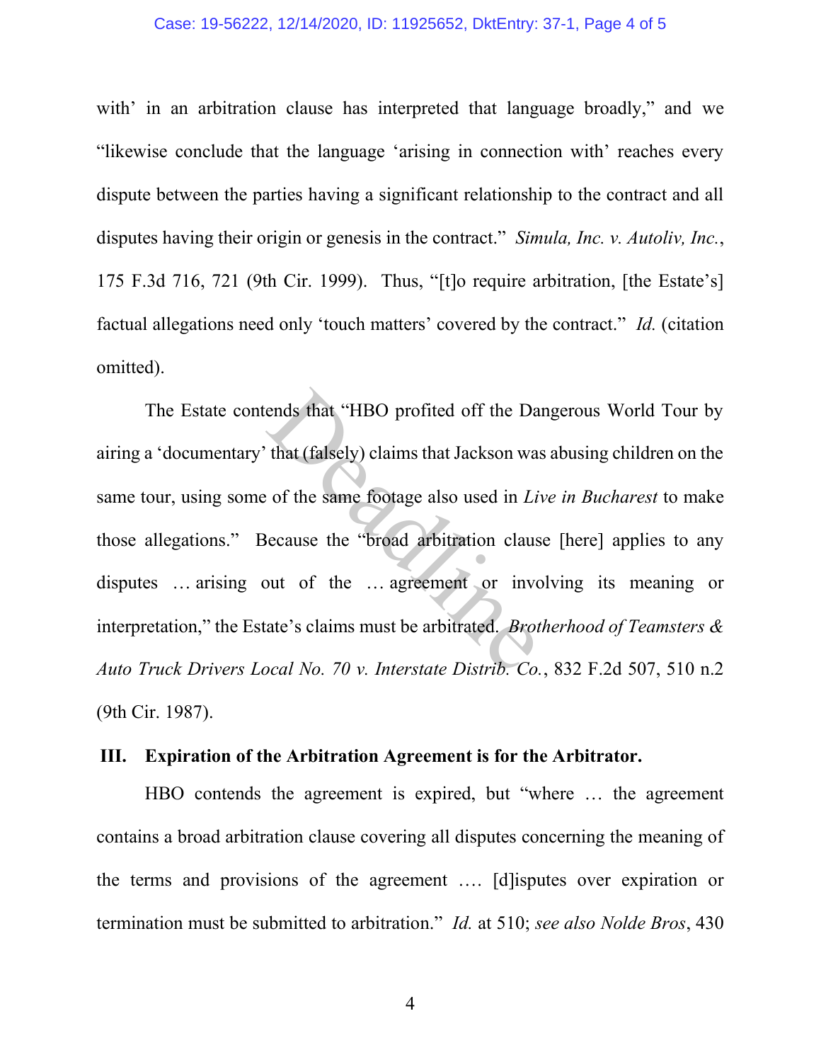with' in an arbitration clause has interpreted that language broadly," and we "likewise conclude that the language 'arising in connection with' reaches every dispute between the parties having a significant relationship to the contract and all disputes having their origin or genesis in the contract." *Simula, Inc. v. Autoliv, Inc.*, 175 F.3d 716, 721 (9th Cir. 1999). Thus, "[t]o require arbitration, [the Estate's] factual allegations need only 'touch matters' covered by the contract." *Id.* (citation omitted).

The Estate contends that "HBO profited off the Dangerous World Tour by airing a 'documentary' that (falsely) claims that Jackson was abusing children on the same tour, using some of the same footage also used in *Live in Bucharest* to make those allegations." Because the "broad arbitration clause [here] applies to any disputes … arising out of the … agreement or involving its meaning or interpretation," the Estate's claims must be arbitrated. *Brotherhood of Teamsters & Auto Truck Drivers Local No. 70 v. Interstate Distrib. Co.*, 832 F.2d 507, 510 n.2 (9th Cir. 1987).

## III. Expiration of the Arbitration Agreement is for the Arbitrator.

HBO contends the agreement is expired, but "where … the agreement contains a broad arbitration clause covering all disputes concerning the meaning of the terms and provisions of the agreement …. [d]isputes over expiration or termination must be submitted to arbitration." *Id.* at 510; *see also Nolde Bros*, 430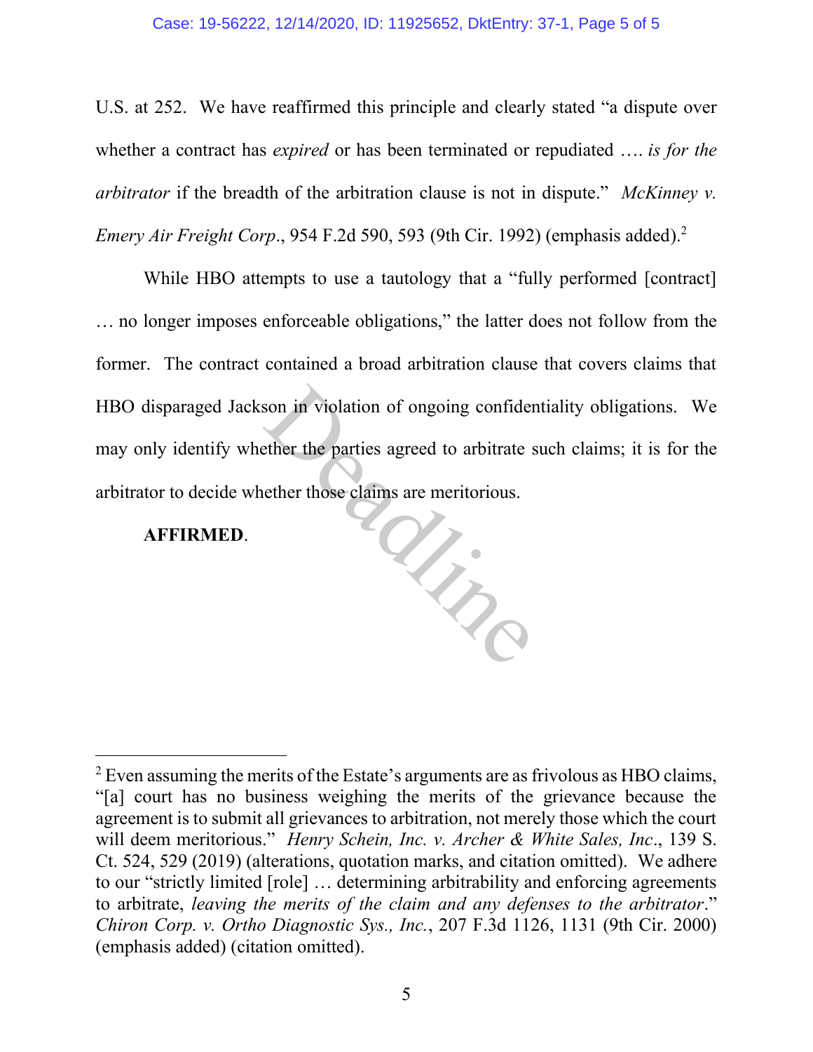U.S. at 252. We have reaffirmed this principle and clearly stated "a dispute over whether a contract has *expired* or has been terminated or repudiated …. *is for the arbitrator* if the breadth of the arbitration clause is not in dispute." *McKinney v. Emery Air Freight Corp*., 954 F.2d 590, 593 (9th Cir. 1992) (emphasis added).[2]

While HBO attempts to use a tautology that a "fully performed [contract] … no longer imposes enforceable obligations," the latter does not follow from the former. The contract contained a broad arbitration clause that covers claims that HBO disparaged Jackson in violation of ongoing confidentiality obligations. We may only identify whether the parties agreed to arbitrate such claims; it is for the arbitrator to decide whether those claims are meritorious.

**AFFIRMED**.

---

[2] Even assuming the merits of the Estate's arguments are as frivolous as HBO claims, "[a] court has no business weighing the merits of the grievance because the agreement is to submit all grievances to arbitration, not merely those which the court will deem meritorious." *Henry Schein, Inc. v. Archer & White Sales, Inc*., 139 S. Ct. 524, 529 (2019) (alterations, quotation marks, and citation omitted). We adhere to our "strictly limited [role] … determining arbitrability and enforcing agreements to arbitrate, *leaving the merits of the claim and any defenses to the arbitrator*." *Chiron Corp. v. Ortho Diagnostic Sys., Inc.*, 207 F.3d 1126, 1131 (9th Cir. 2000) (emphasis added) (citation omitted).